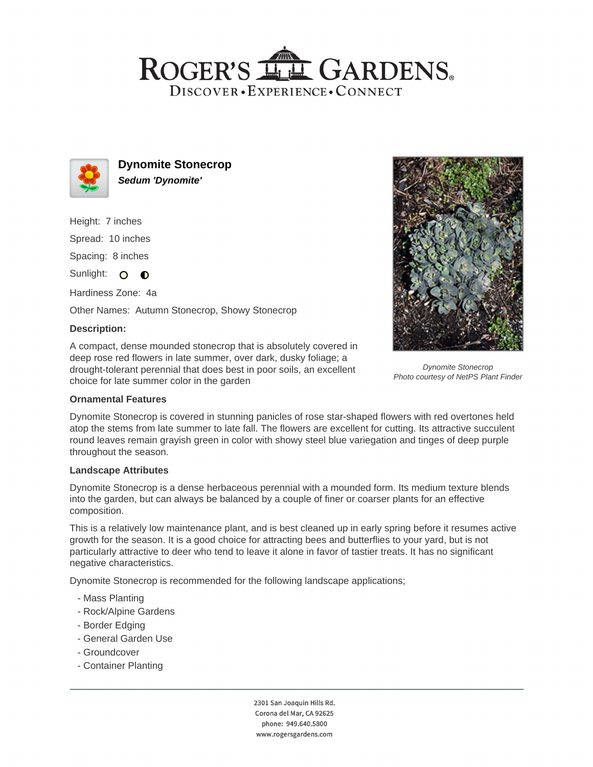# ROGER'S GARDENS

DISCOVER • EXPERIENCE • CONNECT

## Dynomite Stonecrop

***Sedum 'Dynomite'***

Height: 7 inches

Spread: 10 inches

Spacing: 8 inches

Sunlight:

Hardiness Zone: 4a

Other Names: Autumn Stonecrop, Showy Stonecrop

### Description:

A compact, dense mounded stonecrop that is absolutely covered in deep rose red flowers in late summer, over dark, dusky foliage; a drought-tolerant perennial that does best in poor soils, an excellent choice for late summer color in the garden

*Dynomite Stonecrop*
*Photo courtesy of NetPS Plant Finder*

### Ornamental Features

Dynomite Stonecrop is covered in stunning panicles of rose star-shaped flowers with red overtones held atop the stems from late summer to late fall. The flowers are excellent for cutting. Its attractive succulent round leaves remain grayish green in color with showy steel blue variegation and tinges of deep purple throughout the season.

### Landscape Attributes

Dynomite Stonecrop is a dense herbaceous perennial with a mounded form. Its medium texture blends into the garden, but can always be balanced by a couple of finer or coarser plants for an effective composition.

This is a relatively low maintenance plant, and is best cleaned up in early spring before it resumes active growth for the season. It is a good choice for attracting bees and butterflies to your yard, but is not particularly attractive to deer who tend to leave it alone in favor of tastier treats. It has no significant negative characteristics.

Dynomite Stonecrop is recommended for the following landscape applications;

- Mass Planting
- Rock/Alpine Gardens
- Border Edging
- General Garden Use
- Groundcover
- Container Planting

2301 San Joaquin Hills Rd.
Corona del Mar, CA 92625
phone: 949.640.5800
www.rogersgardens.com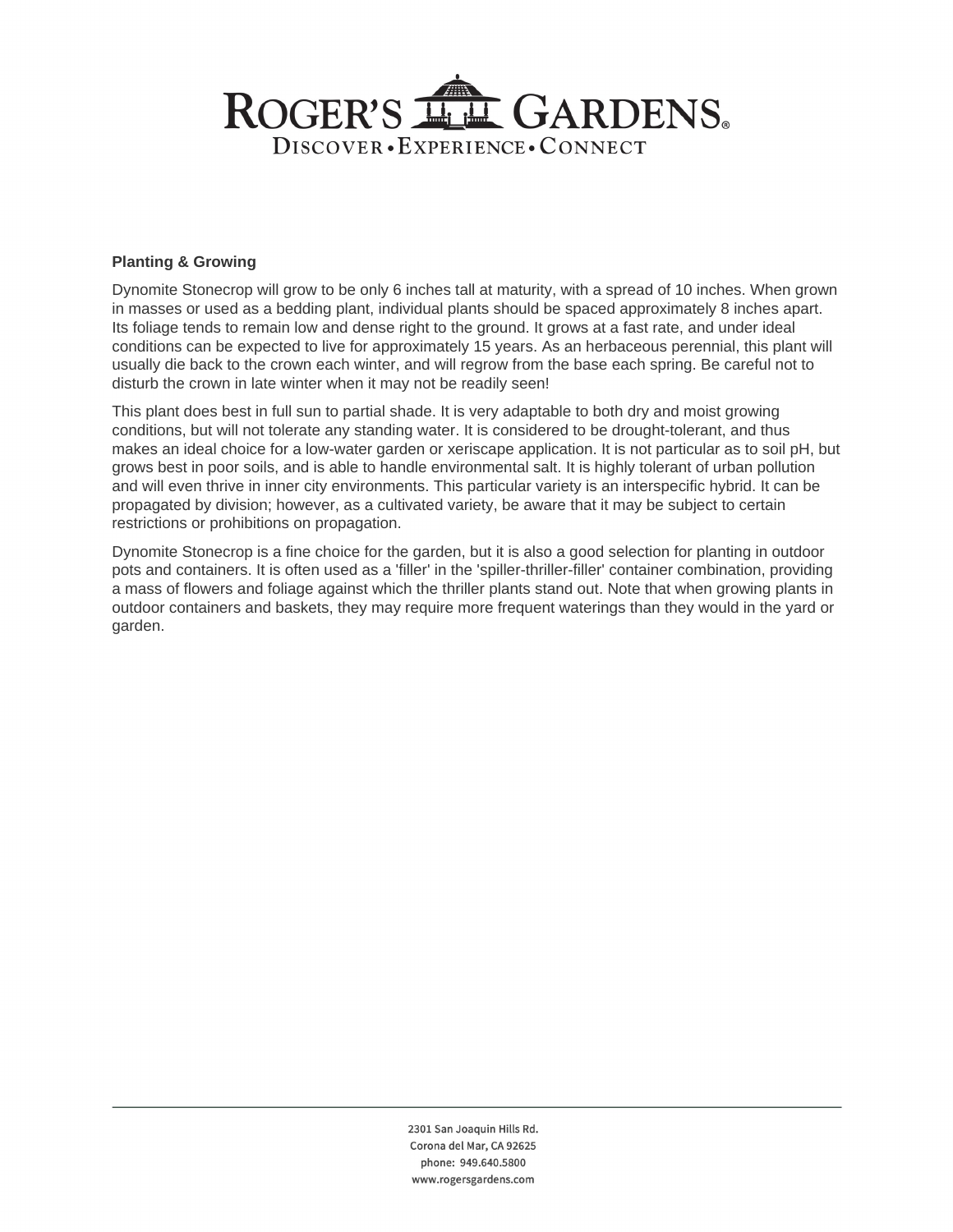**Planting & Growing**

Dynomite Stonecrop will grow to be only 6 inches tall at maturity, with a spread of 10 inches. When grown in masses or used as a bedding plant, individual plants should be spaced approximately 8 inches apart. Its foliage tends to remain low and dense right to the ground. It grows at a fast rate, and under ideal conditions can be expected to live for approximately 15 years. As an herbaceous perennial, this plant will usually die back to the crown each winter, and will regrow from the base each spring. Be careful not to disturb the crown in late winter when it may not be readily seen!

This plant does best in full sun to partial shade. It is very adaptable to both dry and moist growing conditions, but will not tolerate any standing water. It is considered to be drought-tolerant, and thus makes an ideal choice for a low-water garden or xeriscape application. It is not particular as to soil pH, but grows best in poor soils, and is able to handle environmental salt. It is highly tolerant of urban pollution and will even thrive in inner city environments. This particular variety is an interspecific hybrid. It can be propagated by division; however, as a cultivated variety, be aware that it may be subject to certain restrictions or prohibitions on propagation.

Dynomite Stonecrop is a fine choice for the garden, but it is also a good selection for planting in outdoor pots and containers. It is often used as a 'filler' in the 'spiller-thriller-filler' container combination, providing a mass of flowers and foliage against which the thriller plants stand out. Note that when growing plants in outdoor containers and baskets, they may require more frequent waterings than they would in the yard or garden.